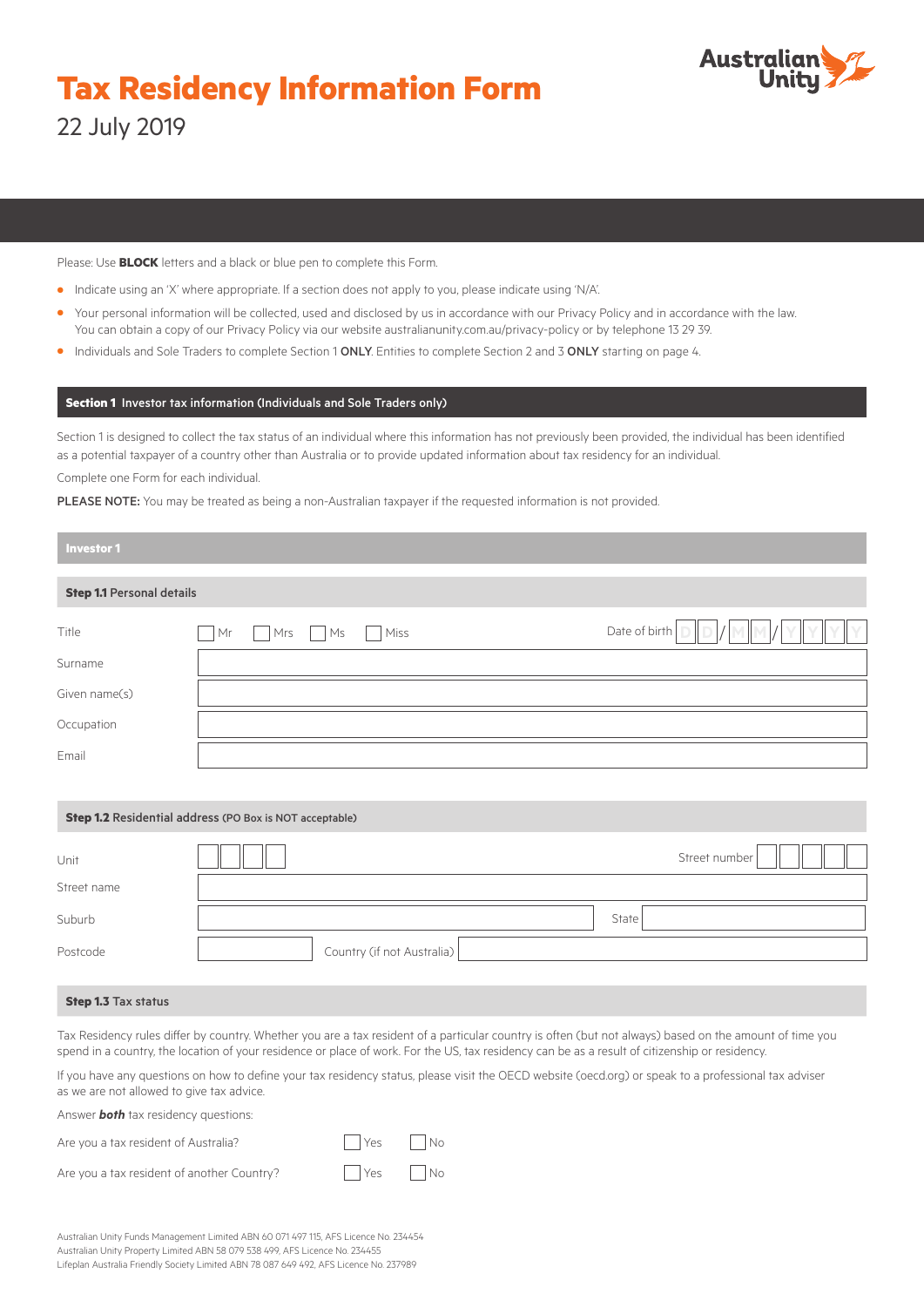# Tax Residency Information Form

22 July 2019

Australian Unity

Please: Use **BLOCK** letters and a black or blue pen to complete this Form.

- Indicate using an 'X' where appropriate. If a section does not apply to you, please indicate using 'N/A'.
- Your personal information will be collected, used and disclosed by us in accordance with our Privacy Policy and in accordance with the law. You can obtain a copy of our Privacy Policy via our website australianunity.com.au/privacy-policy or by telephone 13 29 39.
- Individuals and Sole Traders to complete Section 1 **ONLY**. Entities to complete Section 2 and 3 **ONLY** starting on page 4.

## Section 1 Investor tax information (Individuals and Sole Traders only)

Section 1 is designed to collect the tax status of an individual where this information has not previously been provided, the individual has been identified as a potential taxpayer of a country other than Australia or to provide updated information about tax residency for an individual.

Complete one Form for each individual.

**PLEASE NOTE:** You may be treated as being a non-Australian taxpayer if the requested information is not provided.

### Investor 1

#### Step 1.1 Personal details

Title ☐ Mr ☐ Mrs ☐ Ms ☐ Miss Date of birth D D / M M / Y Y Y Y

Surname

Given name(s)

Occupation

Email

#### Step 1.2 Residential address (PO Box is NOT acceptable)

Unit Street number

Street name

Suburb State

Postcode Country (if not Australia)

#### Step 1.3 Tax status

Tax Residency rules differ by country. Whether you are a tax resident of a particular country is often (but not always) based on the amount of time you spend in a country, the location of your residence or place of work. For the US, tax residency can be as a result of citizenship or residency.

If you have any questions on how to define your tax residency status, please visit the OECD website (oecd.org) or speak to a professional tax adviser as we are not allowed to give tax advice.

Answer ***both*** tax residency questions:

Are you a tax resident of Australia? ☐ Yes ☐ No

Are you a tax resident of another Country? ☐ Yes ☐ No

Australian Unity Funds Management Limited ABN 60 071 497 115, AFS Licence No. 234454
Australian Unity Property Limited ABN 58 079 538 499, AFS Licence No. 234455
Lifeplan Australia Friendly Society Limited ABN 78 087 649 492, AFS Licence No. 237989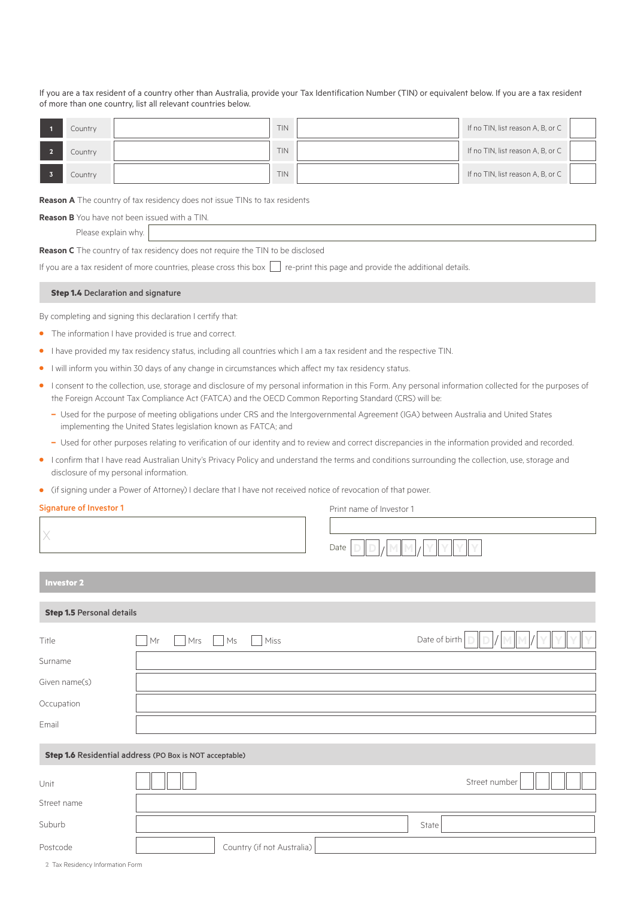If you are a tax resident of a country other than Australia, provide your Tax Identification Number (TIN) or equivalent below. If you are a tax resident of more than one country, list all relevant countries below.

| | | | | | | |
|---|---|---|---|---|---|---|
| 1 | Country | | TIN | | If no TIN, list reason A, B, or C | |
| 2 | Country | | TIN | | If no TIN, list reason A, B, or C | |
| 3 | Country | | TIN | | If no TIN, list reason A, B, or C | |

**Reason A** The country of tax residency does not issue TINs to tax residents

**Reason B** You have not been issued with a TIN.

Please explain why. ______________________

**Reason C** The country of tax residency does not require the TIN to be disclosed

If you are a tax resident of more countries, please cross this box ☐ re-print this page and provide the additional details.

## Step 1.4 Declaration and signature

By completing and signing this declaration I certify that:

- The information I have provided is true and correct.
- I have provided my tax residency status, including all countries which I am a tax resident and the respective TIN.
- I will inform you within 30 days of any change in circumstances which affect my tax residency status.
- I consent to the collection, use, storage and disclosure of my personal information in this Form. Any personal information collected for the purposes of the Foreign Account Tax Compliance Act (FATCA) and the OECD Common Reporting Standard (CRS) will be:
  - Used for the purpose of meeting obligations under CRS and the Intergovernmental Agreement (IGA) between Australia and United States implementing the United States legislation known as FATCA; and
  - Used for other purposes relating to verification of our identity and to review and correct discrepancies in the information provided and recorded.
- I confirm that I have read Australian Unity's Privacy Policy and understand the terms and conditions surrounding the collection, use, storage and disclosure of my personal information.
- (if signing under a Power of Attorney) I declare that I have not received notice of revocation of that power.

**Signature of Investor 1**

X ______________________

Print name of Investor 1 ______________________

Date D D / M M / Y Y Y Y

# Investor 2

## Step 1.5 Personal details

Title ☐ Mr ☐ Mrs ☐ Ms ☐ Miss

Date of birth D D / M M / Y Y Y Y

Surname ______________________

Given name(s) ______________________

Occupation ______________________

Email ______________________

## Step 1.6 Residential address (PO Box is NOT acceptable)

Unit ______ Street number ______

Street name ______________________

Suburb ______________________ State ______

Postcode ______ Country (if not Australia) ______________________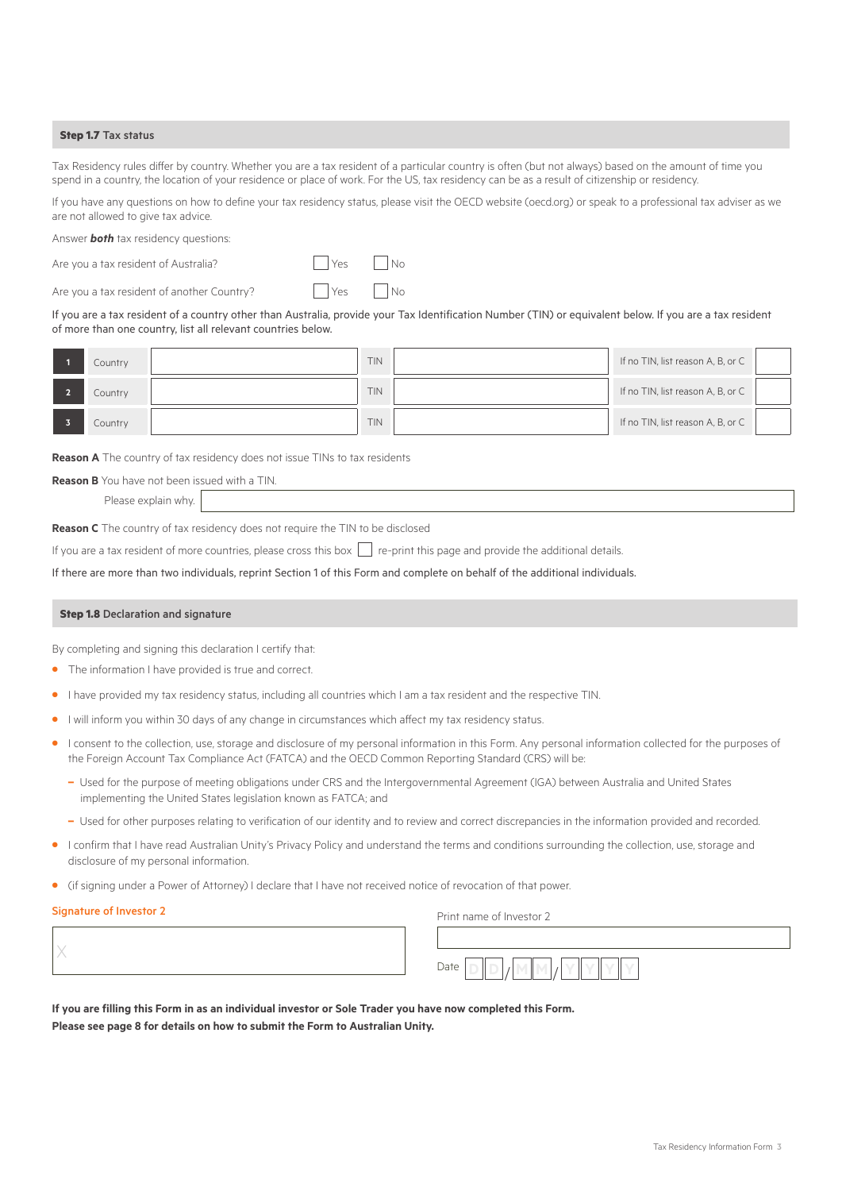## Step 1.7 Tax status

Tax Residency rules differ by country. Whether you are a tax resident of a particular country is often (but not always) based on the amount of time you spend in a country, the location of your residence or place of work. For the US, tax residency can be as a result of citizenship or residency.

If you have any questions on how to define your tax residency status, please visit the OECD website (oecd.org) or speak to a professional tax adviser as we are not allowed to give tax advice.

Answer ***both*** tax residency questions:

Are you a tax resident of Australia? ☐ Yes ☐ No

Are you a tax resident of another Country? ☐ Yes ☐ No

If you are a tax resident of a country other than Australia, provide your Tax Identification Number (TIN) or equivalent below. If you are a tax resident of more than one country, list all relevant countries below.

| | | | | | | |
|---|---|---|---|---|---|---|
| 1 | Country | | TIN | | If no TIN, list reason A, B, or C | |
| 2 | Country | | TIN | | If no TIN, list reason A, B, or C | |
| 3 | Country | | TIN | | If no TIN, list reason A, B, or C | |

**Reason A** The country of tax residency does not issue TINs to tax residents

**Reason B** You have not been issued with a TIN.

Please explain why. ____________________

**Reason C** The country of tax residency does not require the TIN to be disclosed

If you are a tax resident of more countries, please cross this box ☐ re-print this page and provide the additional details.

If there are more than two individuals, reprint Section 1 of this Form and complete on behalf of the additional individuals.

## Step 1.8 Declaration and signature

By completing and signing this declaration I certify that:

- The information I have provided is true and correct.
- I have provided my tax residency status, including all countries which I am a tax resident and the respective TIN.
- I will inform you within 30 days of any change in circumstances which affect my tax residency status.
- I consent to the collection, use, storage and disclosure of my personal information in this Form. Any personal information collected for the purposes of the Foreign Account Tax Compliance Act (FATCA) and the OECD Common Reporting Standard (CRS) will be:
  - Used for the purpose of meeting obligations under CRS and the Intergovernmental Agreement (IGA) between Australia and United States implementing the United States legislation known as FATCA; and
  - Used for other purposes relating to verification of our identity and to review and correct discrepancies in the information provided and recorded.
- I confirm that I have read Australian Unity's Privacy Policy and understand the terms and conditions surrounding the collection, use, storage and disclosure of my personal information.
- (if signing under a Power of Attorney) I declare that I have not received notice of revocation of that power.

Signature of Investor 2

X ____________________

Print name of Investor 2 ____________________

Date DD/MM/YYYY

**If you are filling this Form in as an individual investor or Sole Trader you have now completed this Form.**
**Please see page 8 for details on how to submit the Form to Australian Unity.**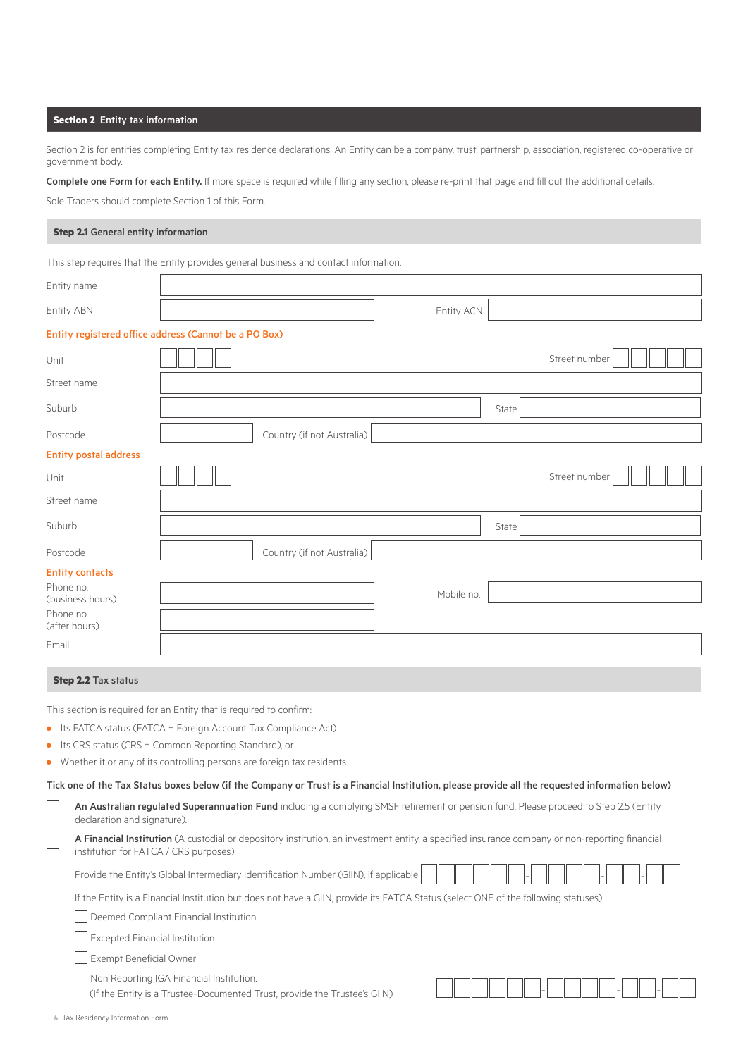## Section 2 Entity tax information

Section 2 is for entities completing Entity tax residence declarations. An Entity can be a company, trust, partnership, association, registered co-operative or government body.

**Complete one Form for each Entity.** If more space is required while filling any section, please re-print that page and fill out the additional details.

Sole Traders should complete Section 1 of this Form.

### Step 2.1 General entity information

This step requires that the Entity provides general business and contact information.

Entity name

Entity ABN  Entity ACN

**Entity registered office address (Cannot be a PO Box)**

Unit  Street number

Street name

Suburb  State

Postcode  Country (if not Australia)

**Entity postal address**

Unit  Street number

Street name

Suburb  State

Postcode  Country (if not Australia)

**Entity contacts**

Phone no. (business hours)  Mobile no.

Phone no. (after hours)

Email

### Step 2.2 Tax status

This section is required for an Entity that is required to confirm:

- Its FATCA status (FATCA = Foreign Account Tax Compliance Act)
- Its CRS status (CRS = Common Reporting Standard), or
- Whether it or any of its controlling persons are foreign tax residents

**Tick one of the Tax Status boxes below (if the Company or Trust is a Financial Institution, please provide all the requested information below)**

☐ **An Australian regulated Superannuation Fund** including a complying SMSF retirement or pension fund. Please proceed to Step 2.5 (Entity declaration and signature).

☐ **A Financial Institution** (A custodial or depository institution, an investment entity, a specified insurance company or non-reporting financial institution for FATCA / CRS purposes)

Provide the Entity's Global Intermediary Identification Number (GIIN), if applicable ______-_____-__-___

If the Entity is a Financial Institution but does not have a GIIN, provide its FATCA Status (select ONE of the following statuses)

☐ Deemed Compliant Financial Institution

☐ Excepted Financial Institution

☐ Exempt Beneficial Owner

☐ Non Reporting IGA Financial Institution.
(If the Entity is a Trustee-Documented Trust, provide the Trustee's GIIN) ______-_____-__-___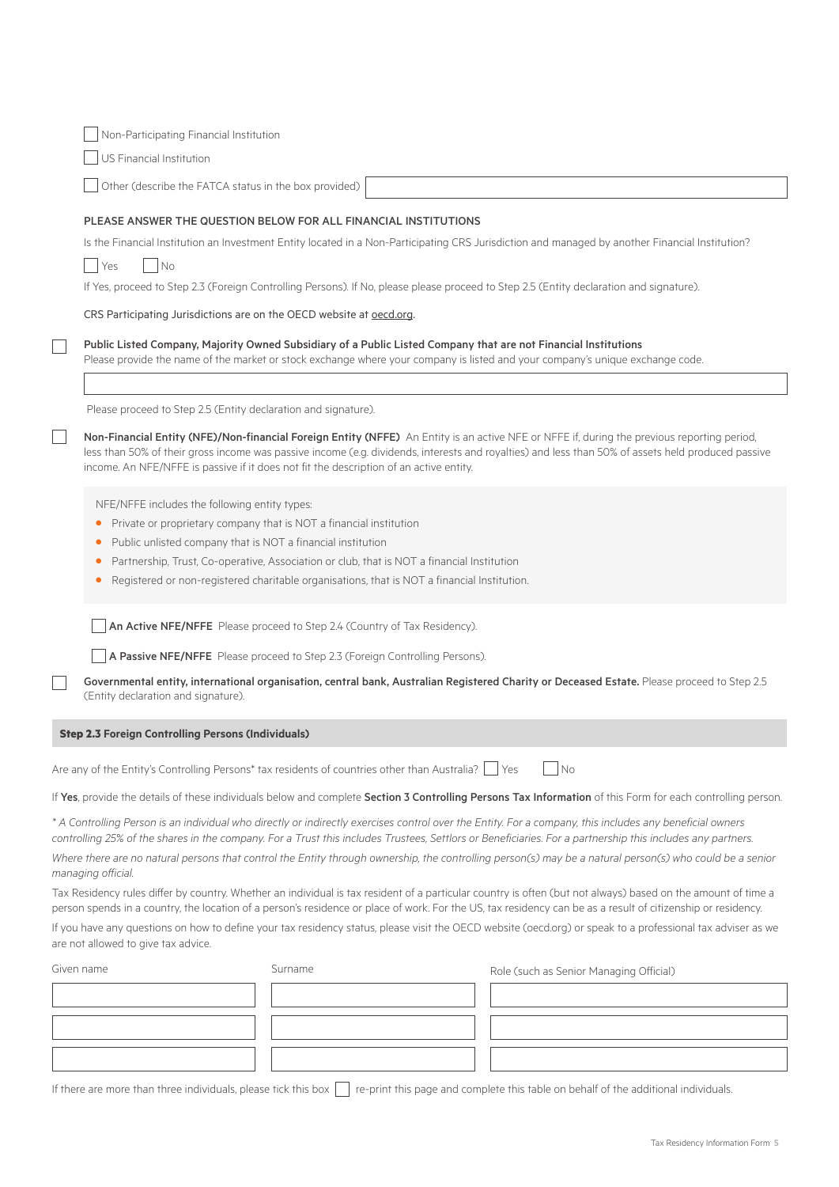- [ ] Non-Participating Financial Institution
- [ ] US Financial Institution
- [ ] Other (describe the FATCA status in the box provided)

PLEASE ANSWER THE QUESTION BELOW FOR ALL FINANCIAL INSTITUTIONS

Is the Financial Institution an Investment Entity located in a Non-Participating CRS Jurisdiction and managed by another Financial Institution?

- [ ] Yes
- [ ] No

If Yes, proceed to Step 2.3 (Foreign Controlling Persons). If No, please please proceed to Step 2.5 (Entity declaration and signature).

CRS Participating Jurisdictions are on the OECD website at oecd.org.

- [ ] **Public Listed Company, Majority Owned Subsidiary of a Public Listed Company that are not Financial Institutions**
  Please provide the name of the market or stock exchange where your company is listed and your company's unique exchange code.

  Please proceed to Step 2.5 (Entity declaration and signature).

- [ ] **Non-Financial Entity (NFE)/Non-financial Foreign Entity (NFFE)** An Entity is an active NFE or NFFE if, during the previous reporting period, less than 50% of their gross income was passive income (e.g. dividends, interests and royalties) and less than 50% of assets held produced passive income. An NFE/NFFE is passive if it does not fit the description of an active entity.

  NFE/NFFE includes the following entity types:

  - Private or proprietary company that is NOT a financial institution
  - Public unlisted company that is NOT a financial institution
  - Partnership, Trust, Co-operative, Association or club, that is NOT a financial Institution
  - Registered or non-registered charitable organisations, that is NOT a financial Institution.

  - [ ] **An Active NFE/NFFE** Please proceed to Step 2.4 (Country of Tax Residency).
  - [ ] **A Passive NFE/NFFE** Please proceed to Step 2.3 (Foreign Controlling Persons).

- [ ] **Governmental entity, international organisation, central bank, Australian Registered Charity or Deceased Estate.** Please proceed to Step 2.5 (Entity declaration and signature).

## Step 2.3 Foreign Controlling Persons (Individuals)

Are any of the Entity's Controlling Persons* tax residents of countries other than Australia? - [ ] Yes - [ ] No

If **Yes**, provide the details of these individuals below and complete **Section 3 Controlling Persons Tax Information** of this Form for each controlling person.

*\* A Controlling Person is an individual who directly or indirectly exercises control over the Entity. For a company, this includes any beneficial owners controlling 25% of the shares in the company. For a Trust this includes Trustees, Settlors or Beneficiaries. For a partnership this includes any partners.*

*Where there are no natural persons that control the Entity through ownership, the controlling person(s) may be a natural person(s) who could be a senior managing official.*

Tax Residency rules differ by country. Whether an individual is tax resident of a particular country is often (but not always) based on the amount of time a person spends in a country, the location of a person's residence or place of work. For the US, tax residency can be as a result of citizenship or residency.

If you have any questions on how to define your tax residency status, please visit the OECD website (oecd.org) or speak to a professional tax adviser as we are not allowed to give tax advice.

| Given name | Surname | Role (such as Senior Managing Official) |
|---|---|---|
| | | |
| | | |
| | | |

If there are more than three individuals, please tick this box - [ ] re-print this page and complete this table on behalf of the additional individuals.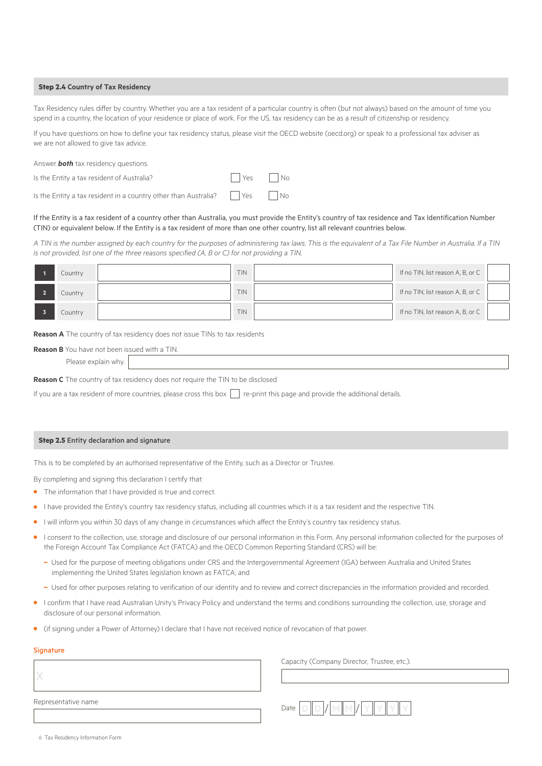## Step 2.4 Country of Tax Residency

Tax Residency rules differ by country. Whether you are a tax resident of a particular country is often (but not always) based on the amount of time you spend in a country, the location of your residence or place of work. For the US, tax residency can be as a result of citizenship or residency.

If you have questions on how to define your tax residency status, please visit the OECD website (oecd.org) or speak to a professional tax adviser as we are not allowed to give tax advice.

Answer ***both*** tax residency questions.

Is the Entity a tax resident of Australia? ☐ Yes ☐ No

Is the Entity a tax resident in a country other than Australia? ☐ Yes ☐ No

If the Entity is a tax resident of a country other than Australia, you must provide the Entity's country of tax residence and Tax Identification Number (TIN) or equivalent below. If the Entity is a tax resident of more than one other country, list all relevant countries below.

*A TIN is the number assigned by each country for the purposes of administering tax laws. This is the equivalent of a Tax File Number in Australia. If a TIN is not provided, list one of the three reasons specified (A, B or C) for not providing a TIN.*

| | | | | | | |
|---|---|---|---|---|---|---|
| 1 | Country | | TIN | | If no TIN, list reason A, B, or C | |
| 2 | Country | | TIN | | If no TIN, list reason A, B, or C | |
| 3 | Country | | TIN | | If no TIN, list reason A, B, or C | |

**Reason A** The country of tax residency does not issue TINs to tax residents

**Reason B** You have not been issued with a TIN.

Please explain why. ____________________

**Reason C** The country of tax residency does not require the TIN to be disclosed

If you are a tax resident of more countries, please cross this box ☐ re-print this page and provide the additional details.

## Step 2.5 Entity declaration and signature

This is to be completed by an authorised representative of the Entity, such as a Director or Trustee.

By completing and signing this declaration I certify that:

- The information that I have provided is true and correct.
- I have provided the Entity's country tax residency status, including all countries which it is a tax resident and the respective TIN.
- I will inform you within 30 days of any change in circumstances which affect the Entity's country tax residency status.
- I consent to the collection, use, storage and disclosure of our personal information in this Form. Any personal information collected for the purposes of the Foreign Account Tax Compliance Act (FATCA) and the OECD Common Reporting Standard (CRS) will be:
  - Used for the purpose of meeting obligations under CRS and the Intergovernmental Agreement (IGA) between Australia and United States implementing the United States legislation known as FATCA; and
  - Used for other purposes relating to verification of our identity and to review and correct discrepancies in the information provided and recorded.
- I confirm that I have read Australian Unity's Privacy Policy and understand the terms and conditions surrounding the collection, use, storage and disclosure of our personal information.
- (if signing under a Power of Attorney) I declare that I have not received notice of revocation of that power.

**Signature**

X ____________________

Capacity (Company Director, Trustee, etc.). ____________________

Representative name ____________________

Date DD / MM / YYYY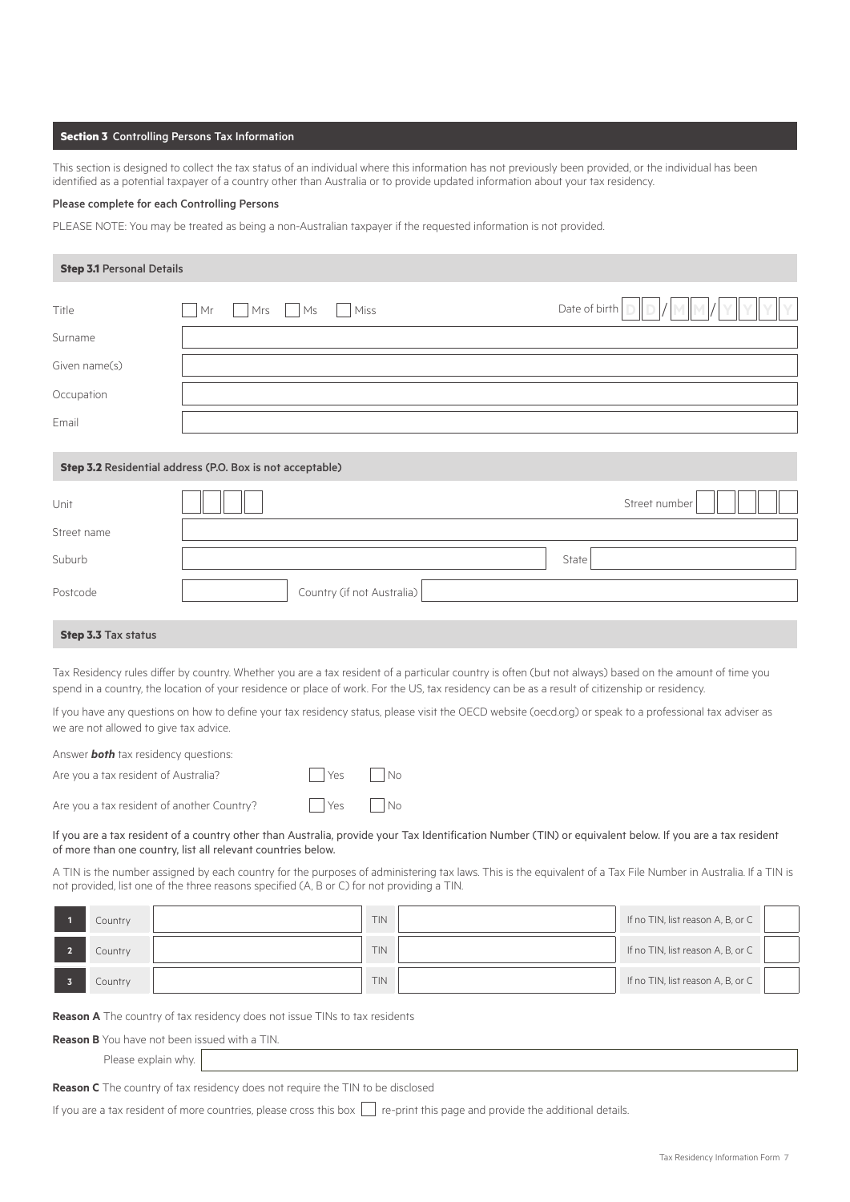## Section 3 Controlling Persons Tax Information

This section is designed to collect the tax status of an individual where this information has not previously been provided, or the individual has been identified as a potential taxpayer of a country other than Australia or to provide updated information about your tax residency.

**Please complete for each Controlling Persons**

PLEASE NOTE: You may be treated as being a non-Australian taxpayer if the requested information is not provided.

### Step 3.1 Personal Details

Title ☐ Mr ☐ Mrs ☐ Ms ☐ Miss Date of birth D D / M M / Y Y Y Y

Surname

Given name(s)

Occupation

Email

### Step 3.2 Residential address (P.O. Box is not acceptable)

Unit Street number

Street name

Suburb State

Postcode Country (if not Australia)

### Step 3.3 Tax status

Tax Residency rules differ by country. Whether you are a tax resident of a particular country is often (but not always) based on the amount of time you spend in a country, the location of your residence or place of work. For the US, tax residency can be as a result of citizenship or residency.

If you have any questions on how to define your tax residency status, please visit the OECD website (oecd.org) or speak to a professional tax adviser as we are not allowed to give tax advice.

Answer ***both*** tax residency questions:

Are you a tax resident of Australia? ☐ Yes ☐ No

Are you a tax resident of another Country? ☐ Yes ☐ No

**If you are a tax resident of a country other than Australia, provide your Tax Identification Number (TIN) or equivalent below. If you are a tax resident of more than one country, list all relevant countries below.**

A TIN is the number assigned by each country for the purposes of administering tax laws. This is the equivalent of a Tax File Number in Australia. If a TIN is not provided, list one of the three reasons specified (A, B or C) for not providing a TIN.

| | Country | | TIN | | If no TIN, list reason A, B, or C | |
|---|---|---|---|---|---|---|
| 1 | Country | | TIN | | If no TIN, list reason A, B, or C | |
| 2 | Country | | TIN | | If no TIN, list reason A, B, or C | |
| 3 | Country | | TIN | | If no TIN, list reason A, B, or C | |

**Reason A** The country of tax residency does not issue TINs to tax residents

**Reason B** You have not been issued with a TIN.

Please explain why.

**Reason C** The country of tax residency does not require the TIN to be disclosed

If you are a tax resident of more countries, please cross this box ☐ re-print this page and provide the additional details.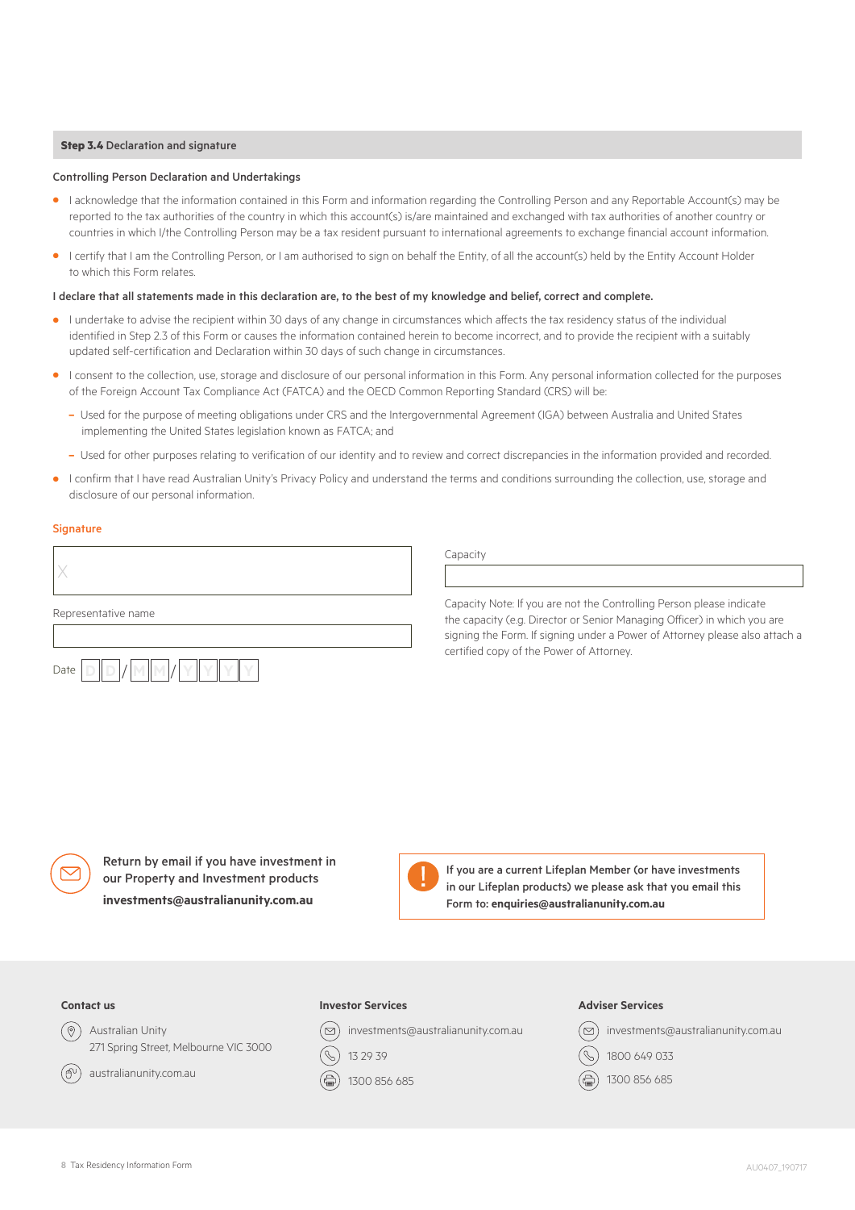### Step 3.4 Declaration and signature

**Controlling Person Declaration and Undertakings**

- I acknowledge that the information contained in this Form and information regarding the Controlling Person and any Reportable Account(s) may be reported to the tax authorities of the country in which this account(s) is/are maintained and exchanged with tax authorities of another country or countries in which I/the Controlling Person may be a tax resident pursuant to international agreements to exchange financial account information.
- I certify that I am the Controlling Person, or I am authorised to sign on behalf the Entity, of all the account(s) held by the Entity Account Holder to which this Form relates.

**I declare that all statements made in this declaration are, to the best of my knowledge and belief, correct and complete.**

- I undertake to advise the recipient within 30 days of any change in circumstances which affects the tax residency status of the individual identified in Step 2.3 of this Form or causes the information contained herein to become incorrect, and to provide the recipient with a suitably updated self-certification and Declaration within 30 days of such change in circumstances.
- I consent to the collection, use, storage and disclosure of our personal information in this Form. Any personal information collected for the purposes of the Foreign Account Tax Compliance Act (FATCA) and the OECD Common Reporting Standard (CRS) will be:
  - Used for the purpose of meeting obligations under CRS and the Intergovernmental Agreement (IGA) between Australia and United States implementing the United States legislation known as FATCA; and
  - Used for other purposes relating to verification of our identity and to review and correct discrepancies in the information provided and recorded.
- I confirm that I have read Australian Unity's Privacy Policy and understand the terms and conditions surrounding the collection, use, storage and disclosure of our personal information.

**Signature**

X

Representative name

Date DD/MM/YYYY

Capacity

Capacity Note: If you are not the Controlling Person please indicate the capacity (e.g. Director or Senior Managing Officer) in which you are signing the Form. If signing under a Power of Attorney please also attach a certified copy of the Power of Attorney.

Return by email if you have investment in our Property and Investment products
**investments@australianunity.com.au**

If you are a current Lifeplan Member (or have investments in our Lifeplan products) we please ask that you email this Form to: **enquiries@australianunity.com.au**

**Contact us**

Australian Unity
271 Spring Street, Melbourne VIC 3000

australianunity.com.au

**Investor Services**

investments@australianunity.com.au

13 29 39

1300 856 685

**Adviser Services**

investments@australianunity.com.au

1800 649 033

1300 856 685

AU0407_190717